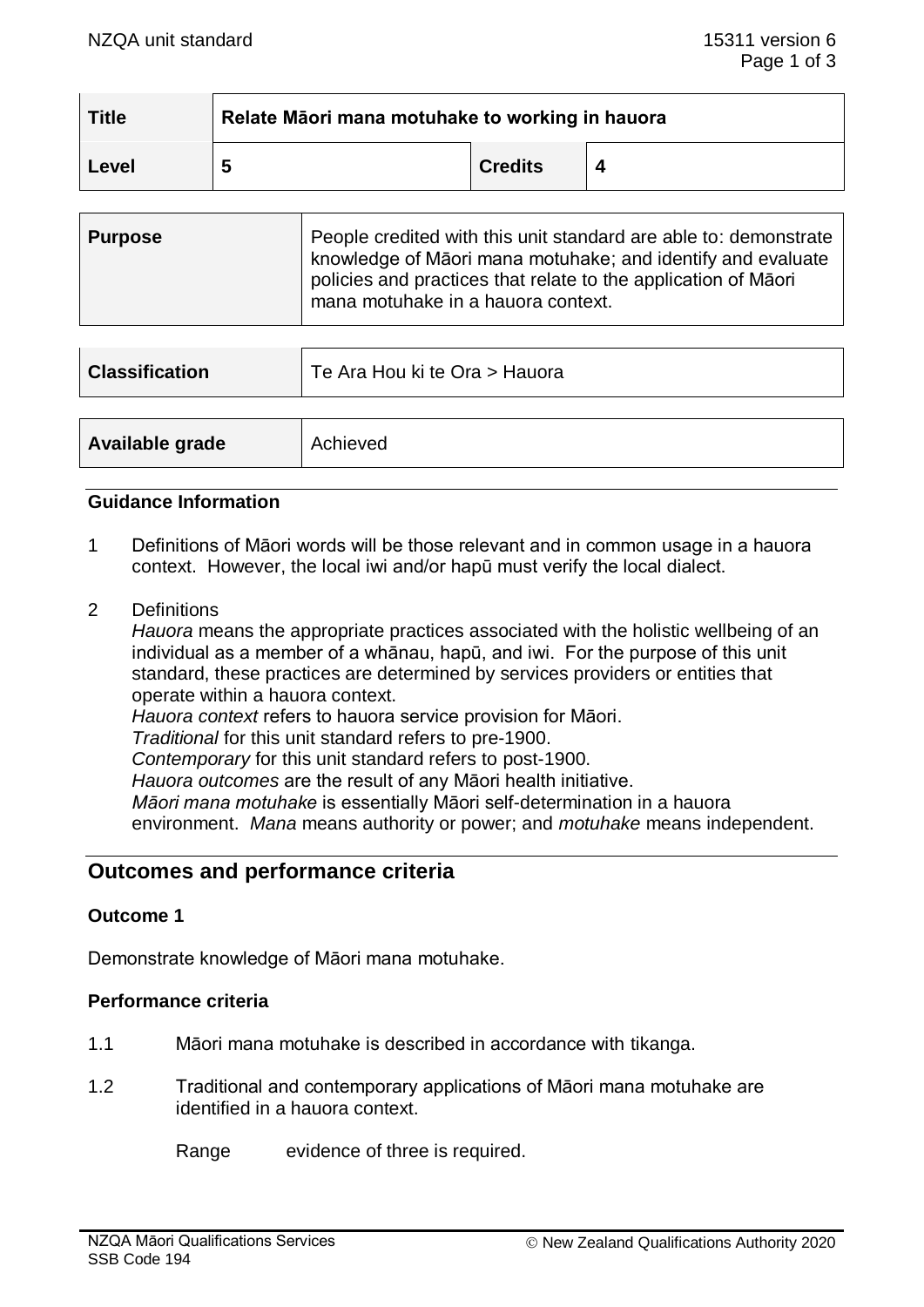| Title | Relate Māori mana motuhake to working in hauora | | |
|---|---|---|---|
| Level | 5 | Credits | 4 |

| Purpose | People credited with this unit standard are able to: demonstrate knowledge of Māori mana motuhake; and identify and evaluate policies and practices that relate to the application of Māori mana motuhake in a hauora context. |
|---|---|

| Classification | Te Ara Hou ki te Ora > Hauora |
|---|---|

| Available grade | Achieved |
|---|---|

### Guidance Information

1 Definitions of Māori words will be those relevant and in common usage in a hauora context. However, the local iwi and/or hapū must verify the local dialect.

2 Definitions

*Hauora* means the appropriate practices associated with the holistic wellbeing of an individual as a member of a whānau, hapū, and iwi. For the purpose of this unit standard, these practices are determined by services providers or entities that operate within a hauora context.
*Hauora context* refers to hauora service provision for Māori.
*Traditional* for this unit standard refers to pre-1900.
*Contemporary* for this unit standard refers to post-1900.
*Hauora outcomes* are the result of any Māori health initiative.
*Māori mana motuhake* is essentially Māori self-determination in a hauora environment. *Mana* means authority or power; and *motuhake* means independent.

## Outcomes and performance criteria

### Outcome 1

Demonstrate knowledge of Māori mana motuhake.

### Performance criteria

1.1 Māori mana motuhake is described in accordance with tikanga.

1.2 Traditional and contemporary applications of Māori mana motuhake are identified in a hauora context.

Range evidence of three is required.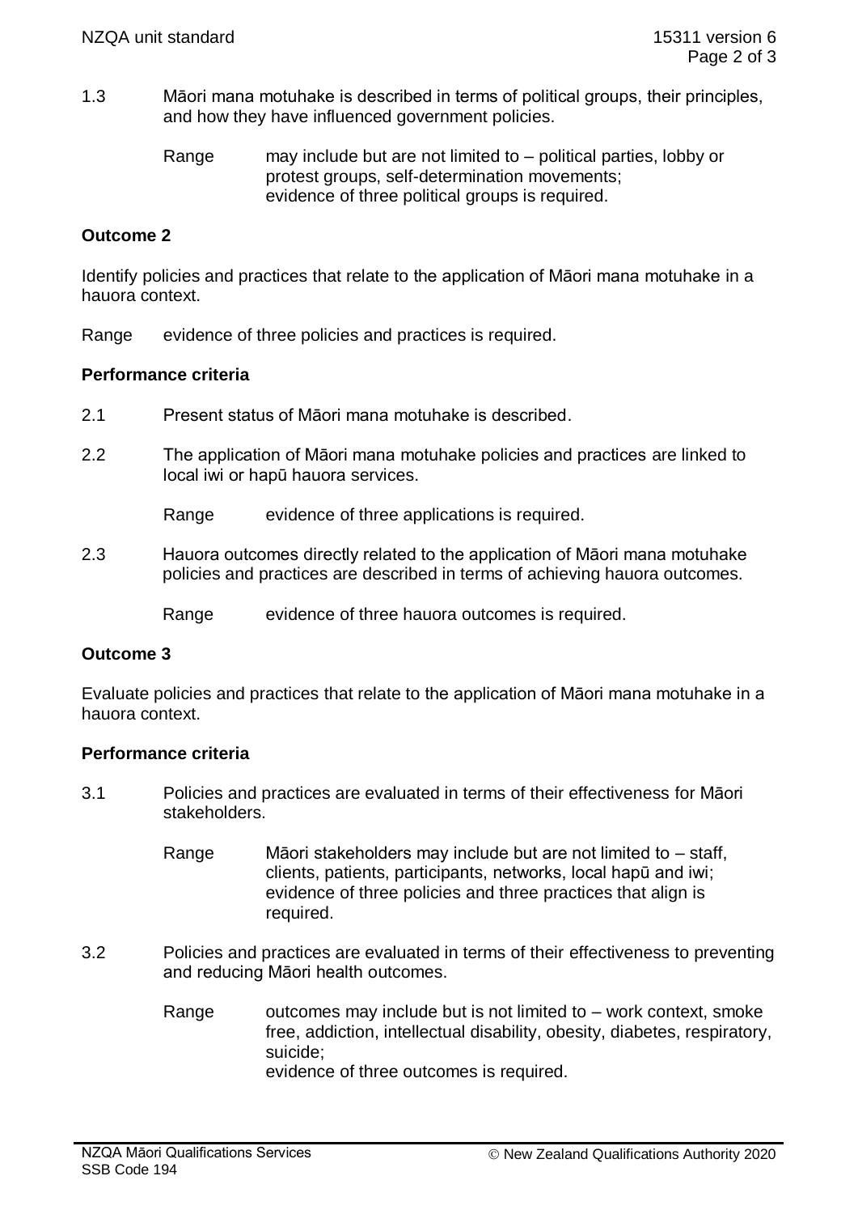1.3 Māori mana motuhake is described in terms of political groups, their principles, and how they have influenced government policies.

Range may include but are not limited to – political parties, lobby or protest groups, self-determination movements;
evidence of three political groups is required.

**Outcome 2**

Identify policies and practices that relate to the application of Māori mana motuhake in a hauora context.

Range evidence of three policies and practices is required.

**Performance criteria**

2.1 Present status of Māori mana motuhake is described.

2.2 The application of Māori mana motuhake policies and practices are linked to local iwi or hapū hauora services.

Range evidence of three applications is required.

2.3 Hauora outcomes directly related to the application of Māori mana motuhake policies and practices are described in terms of achieving hauora outcomes.

Range evidence of three hauora outcomes is required.

**Outcome 3**

Evaluate policies and practices that relate to the application of Māori mana motuhake in a hauora context.

**Performance criteria**

3.1 Policies and practices are evaluated in terms of their effectiveness for Māori stakeholders.

Range Māori stakeholders may include but are not limited to – staff, clients, patients, participants, networks, local hapū and iwi;
evidence of three policies and three practices that align is required.

3.2 Policies and practices are evaluated in terms of their effectiveness to preventing and reducing Māori health outcomes.

Range outcomes may include but is not limited to – work context, smoke free, addiction, intellectual disability, obesity, diabetes, respiratory, suicide;
evidence of three outcomes is required.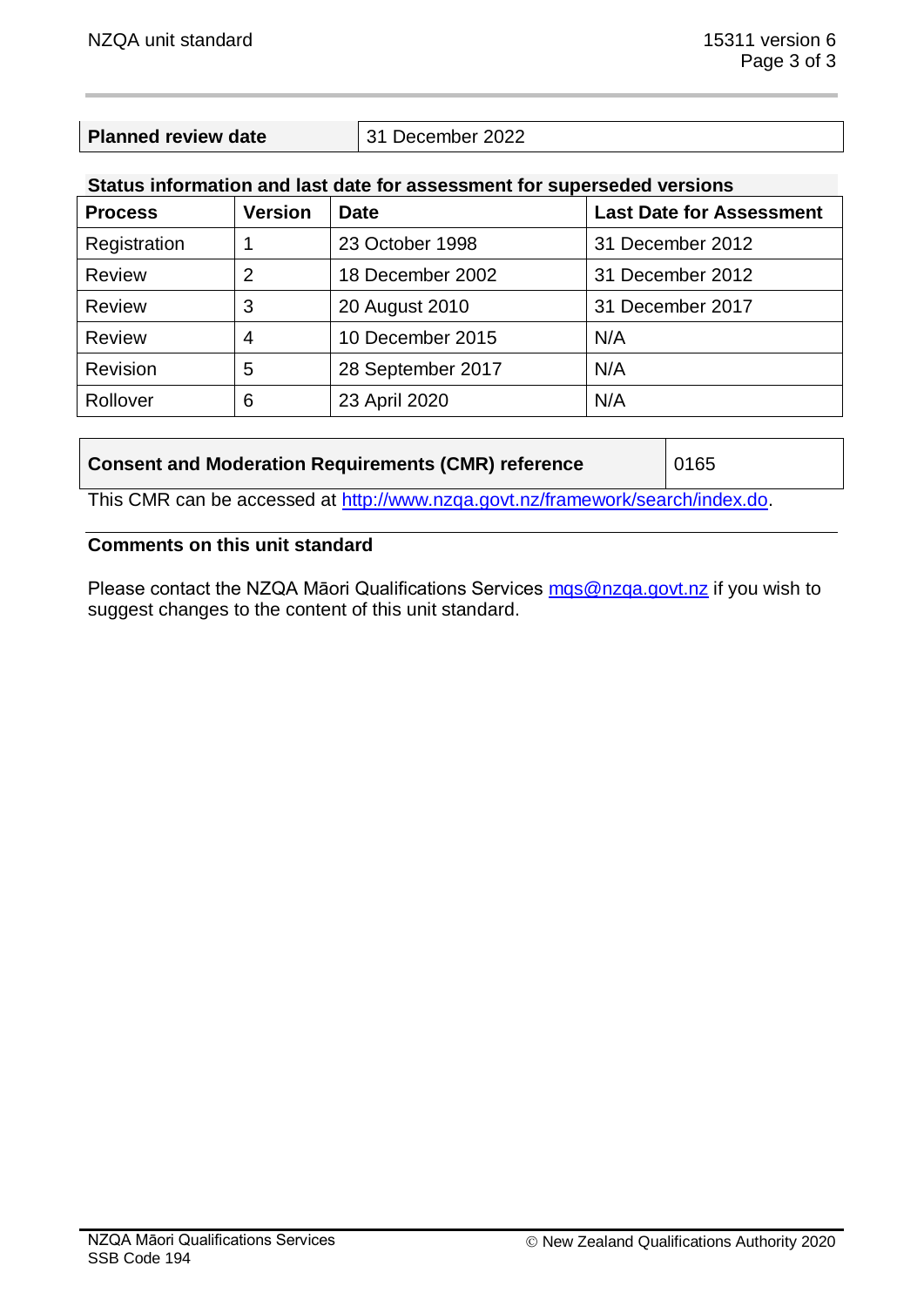| Planned review date | 31 December 2022 |
|---|---|

**Status information and last date for assessment for superseded versions**

| Process | Version | Date | Last Date for Assessment |
|---|---|---|---|
| Registration | 1 | 23 October 1998 | 31 December 2012 |
| Review | 2 | 18 December 2002 | 31 December 2012 |
| Review | 3 | 20 August 2010 | 31 December 2017 |
| Review | 4 | 10 December 2015 | N/A |
| Revision | 5 | 28 September 2017 | N/A |
| Rollover | 6 | 23 April 2020 | N/A |

| Consent and Moderation Requirements (CMR) reference | 0165 |
|---|---|

This CMR can be accessed at http://www.nzqa.govt.nz/framework/search/index.do.

**Comments on this unit standard**

Please contact the NZQA Māori Qualifications Services mqs@nzqa.govt.nz if you wish to suggest changes to the content of this unit standard.